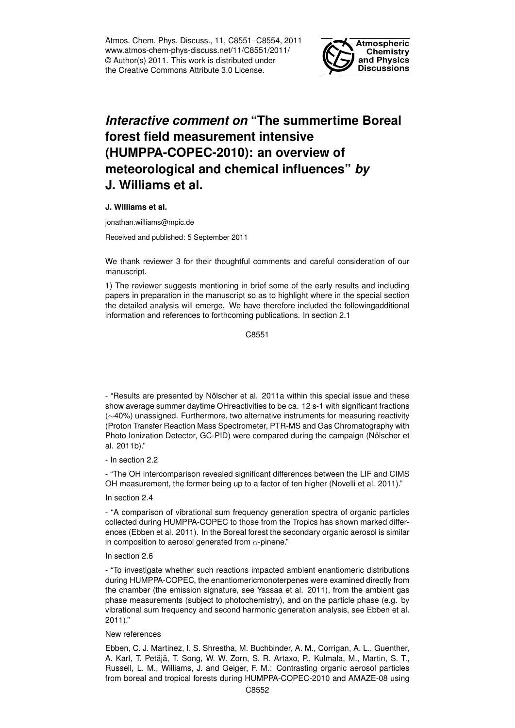# *Interactive comment on* "The summertime Boreal forest field measurement intensive (HUMPPA-COPEC-2010): an overview of meteorological and chemical influences" *by* J. Williams et al.

**J. Williams et al.**

jonathan.williams@mpic.de

Received and published: 5 September 2011

We thank reviewer 3 for their thoughtful comments and careful consideration of our manuscript.

1) The reviewer suggests mentioning in brief some of the early results and including papers in preparation in the manuscript so as to highlight where in the special section the detailed analysis will emerge. We have therefore included the followingadditional information and references to forthcoming publications. In section 2.1

- "Results are presented by Nölscher et al. 2011a within this special issue and these show average summer daytime OHreactivities to be ca. 12 s-1 with significant fractions (~40%) unassigned. Furthermore, two alternative instruments for measuring reactivity (Proton Transfer Reaction Mass Spectrometer, PTR-MS and Gas Chromatography with Photo Ionization Detector, GC-PID) were compared during the campaign (Nölscher et al. 2011b)."

- In section 2.2

- "The OH intercomparison revealed significant differences between the LIF and CIMS OH measurement, the former being up to a factor of ten higher (Novelli et al. 2011)."

In section 2.4

- "A comparison of vibrational sum frequency generation spectra of organic particles collected during HUMPPA-COPEC to those from the Tropics has shown marked differences (Ebben et al. 2011). In the Boreal forest the secondary organic aerosol is similar in composition to aerosol generated from $\alpha$-pinene."

In section 2.6

- "To investigate whether such reactions impacted ambient enantiomeric distributions during HUMPPA-COPEC, the enantiomericmonoterpenes were examined directly from the chamber (the emission signature, see Yassaa et al. 2011), from the ambient gas phase measurements (subject to photochemistry), and on the particle phase (e.g. by vibrational sum frequency and second harmonic generation analysis, see Ebben et al. 2011)."

New references

Ebben, C. J. Martinez, I. S. Shrestha, M. Buchbinder, A. M., Corrigan, A. L., Guenther, A. Karl, T. Petäjä, T. Song, W. W. Zorn, S. R. Artaxo, P., Kulmala, M., Martin, S. T., Russell, L. M., Williams, J. and Geiger, F. M.: Contrasting organic aerosol particles from boreal and tropical forests during HUMPPA-COPEC-2010 and AMAZE-08 using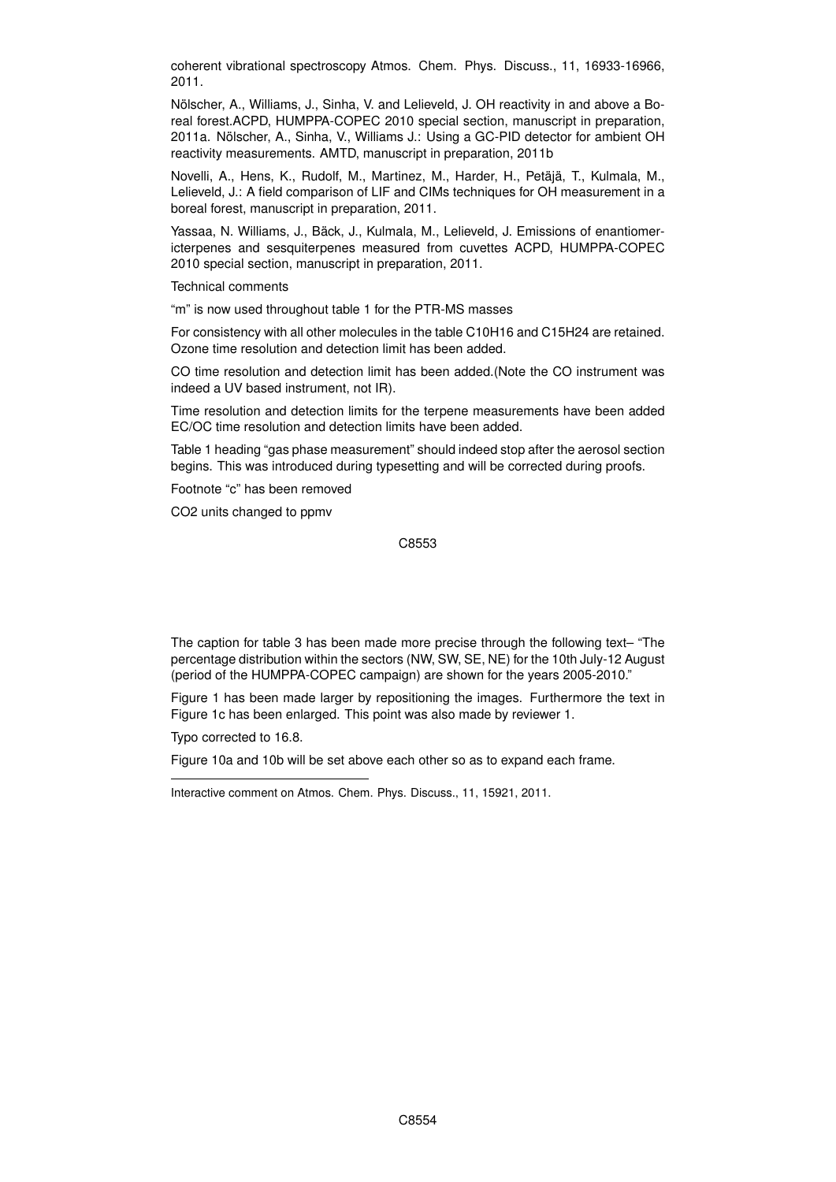coherent vibrational spectroscopy Atmos. Chem. Phys. Discuss., 11, 16933-16966, 2011.

Nölscher, A., Williams, J., Sinha, V. and Lelieveld, J. OH reactivity in and above a Boreal forest.ACPD, HUMPPA-COPEC 2010 special section, manuscript in preparation, 2011a. Nölscher, A., Sinha, V., Williams J.: Using a GC-PID detector for ambient OH reactivity measurements. AMTD, manuscript in preparation, 2011b

Novelli, A., Hens, K., Rudolf, M., Martinez, M., Harder, H., Petäjä, T., Kulmala, M., Lelieveld, J.: A field comparison of LIF and CIMs techniques for OH measurement in a boreal forest, manuscript in preparation, 2011.

Yassaa, N. Williams, J., Bäck, J., Kulmala, M., Lelieveld, J. Emissions of enantiomericterpenes and sesquiterpenes measured from cuvettes ACPD, HUMPPA-COPEC 2010 special section, manuscript in preparation, 2011.

Technical comments

"m" is now used throughout table 1 for the PTR-MS masses

For consistency with all other molecules in the table $C_{10}H_{16}$ and $C_{15}H_{24}$ are retained. Ozone time resolution and detection limit has been added.

CO time resolution and detection limit has been added.(Note the CO instrument was indeed a UV based instrument, not IR).

Time resolution and detection limits for the terpene measurements have been added EC/OC time resolution and detection limits have been added.

Table 1 heading "gas phase measurement" should indeed stop after the aerosol section begins. This was introduced during typesetting and will be corrected during proofs.

Footnote "c" has been removed

$CO_2$ units changed to ppmv

The caption for table 3 has been made more precise through the following text– "The percentage distribution within the sectors (NW, SW, SE, NE) for the 10th July-12 August (period of the HUMPPA-COPEC campaign) are shown for the years 2005-2010."

Figure 1 has been made larger by repositioning the images. Furthermore the text in Figure 1c has been enlarged. This point was also made by reviewer 1.

Typo corrected to 16.8.

Figure 10a and 10b will be set above each other so as to expand each frame.

---

Interactive comment on Atmos. Chem. Phys. Discuss., 11, 15921, 2011.